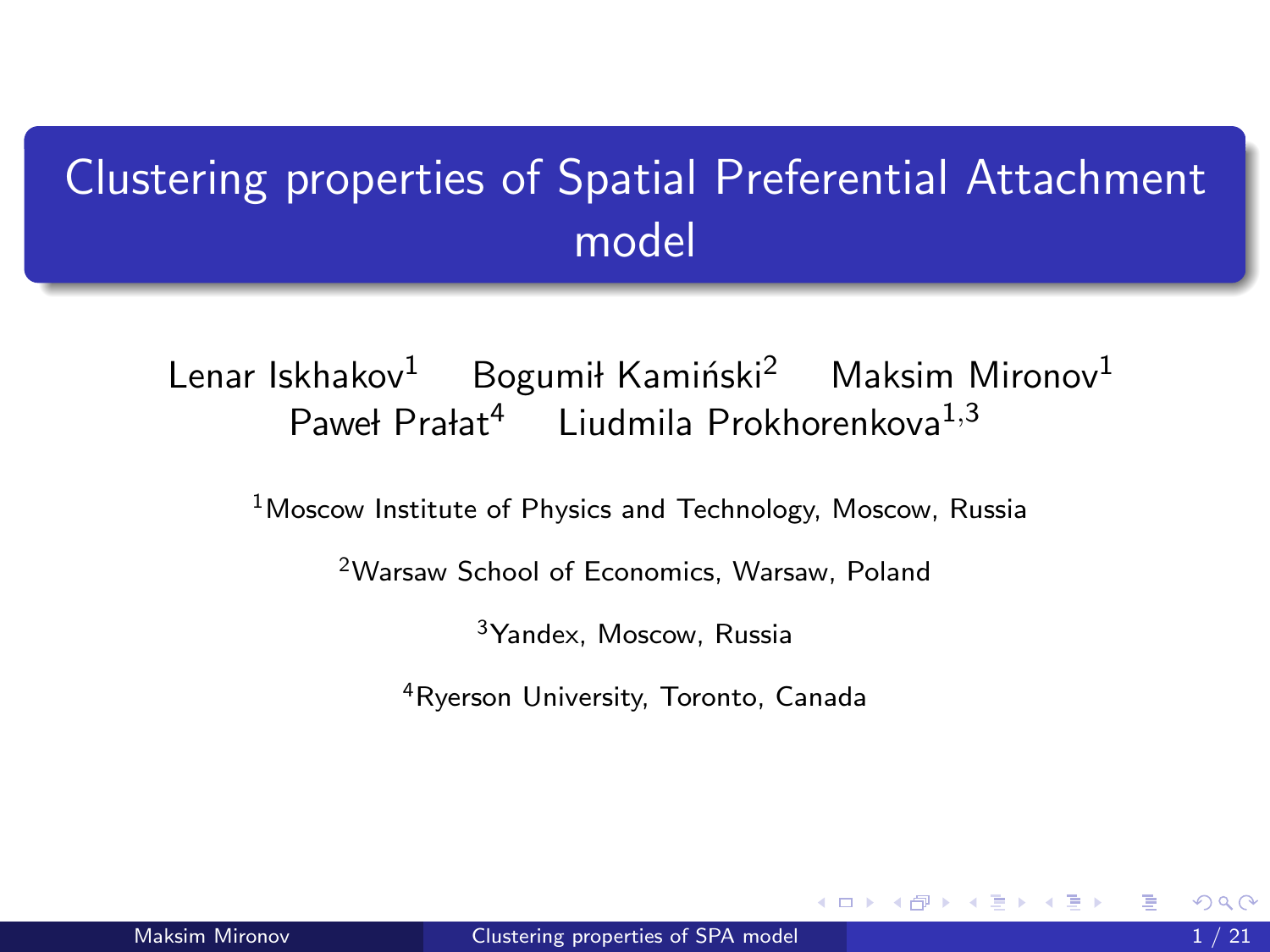# Clustering properties of Spatial Preferential Attachment model

Lenar Iskhakov[1] Bogumił Kamiński[2] Maksim Mironov[1]
Paweł Prałat[4] Liudmila Prokhorenkova[1,3]

[1]Moscow Institute of Physics and Technology, Moscow, Russia

[2]Warsaw School of Economics, Warsaw, Poland

[3]Yandex, Moscow, Russia

[4]Ryerson University, Toronto, Canada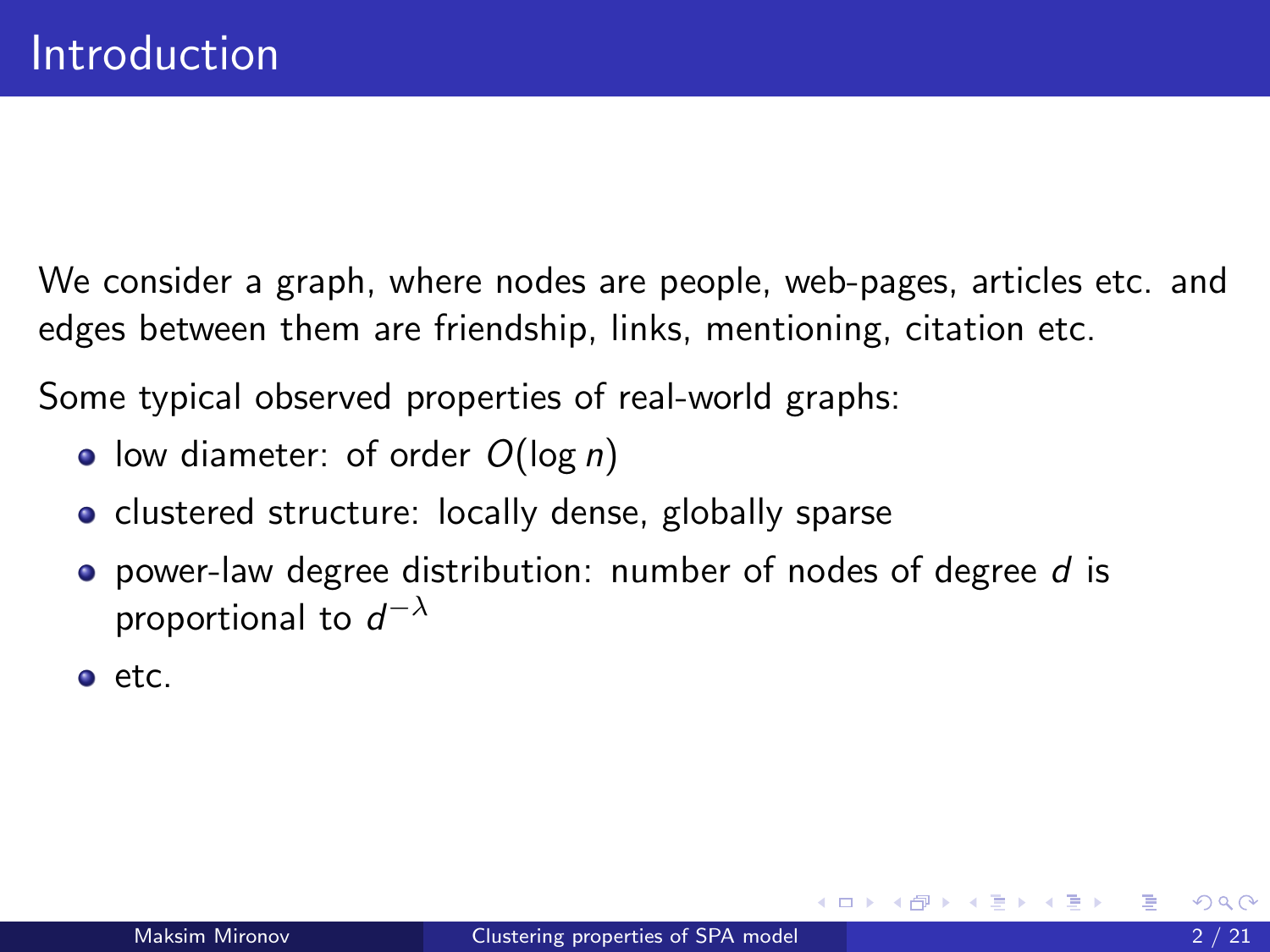# Introduction

We consider a graph, where nodes are people, web-pages, articles etc. and edges between them are friendship, links, mentioning, citation etc.

Some typical observed properties of real-world graphs:

- low diameter: of order $O(\log n)$
- clustered structure: locally dense, globally sparse
- power-law degree distribution: number of nodes of degree $d$ is proportional to $d^{-\lambda}$
- etc.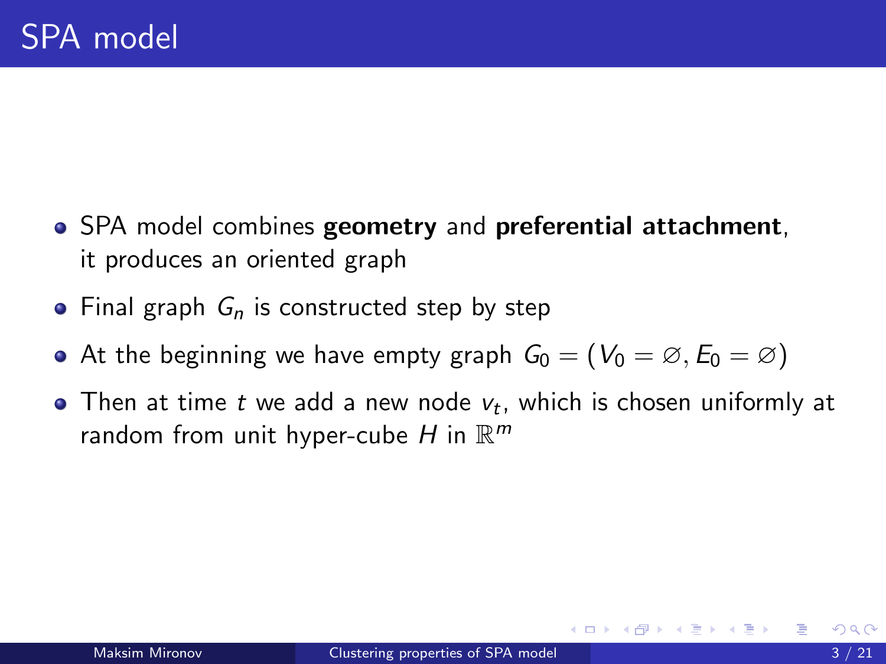# SPA model

- SPA model combines **geometry** and **preferential attachment**, it produces an oriented graph
- Final graph $G_n$ is constructed step by step
- At the beginning we have empty graph $G_0 = (V_0 = \varnothing, E_0 = \varnothing)$
- Then at time $t$ we add a new node $v_t$, which is chosen uniformly at random from unit hyper-cube $H$ in $\mathbb{R}^m$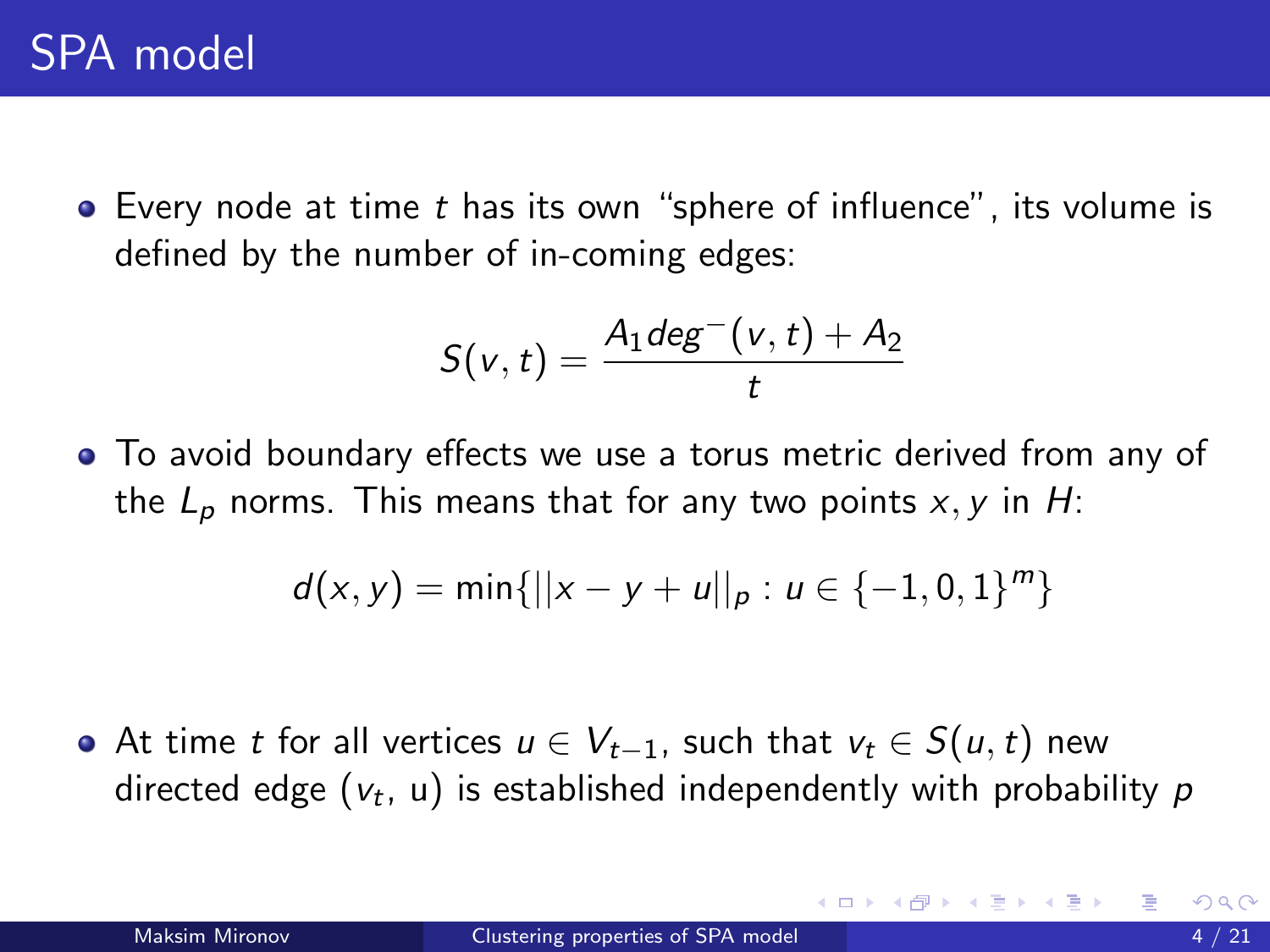# SPA model

- Every node at time $t$ has its own "sphere of influence", its volume is defined by the number of in-coming edges:

$$S(v,t) = \frac{A_1 deg^-(v,t) + A_2}{t}$$

- To avoid boundary effects we use a torus metric derived from any of the $L_p$ norms. This means that for any two points $x, y$ in $H$:

$$d(x,y) = \min\{||x - y + u||_p : u \in \{-1, 0, 1\}^m\}$$

- At time $t$ for all vertices $u \in V_{t-1}$, such that $v_t \in S(u,t)$ new directed edge ($v_t$, u) is established independently with probability $p$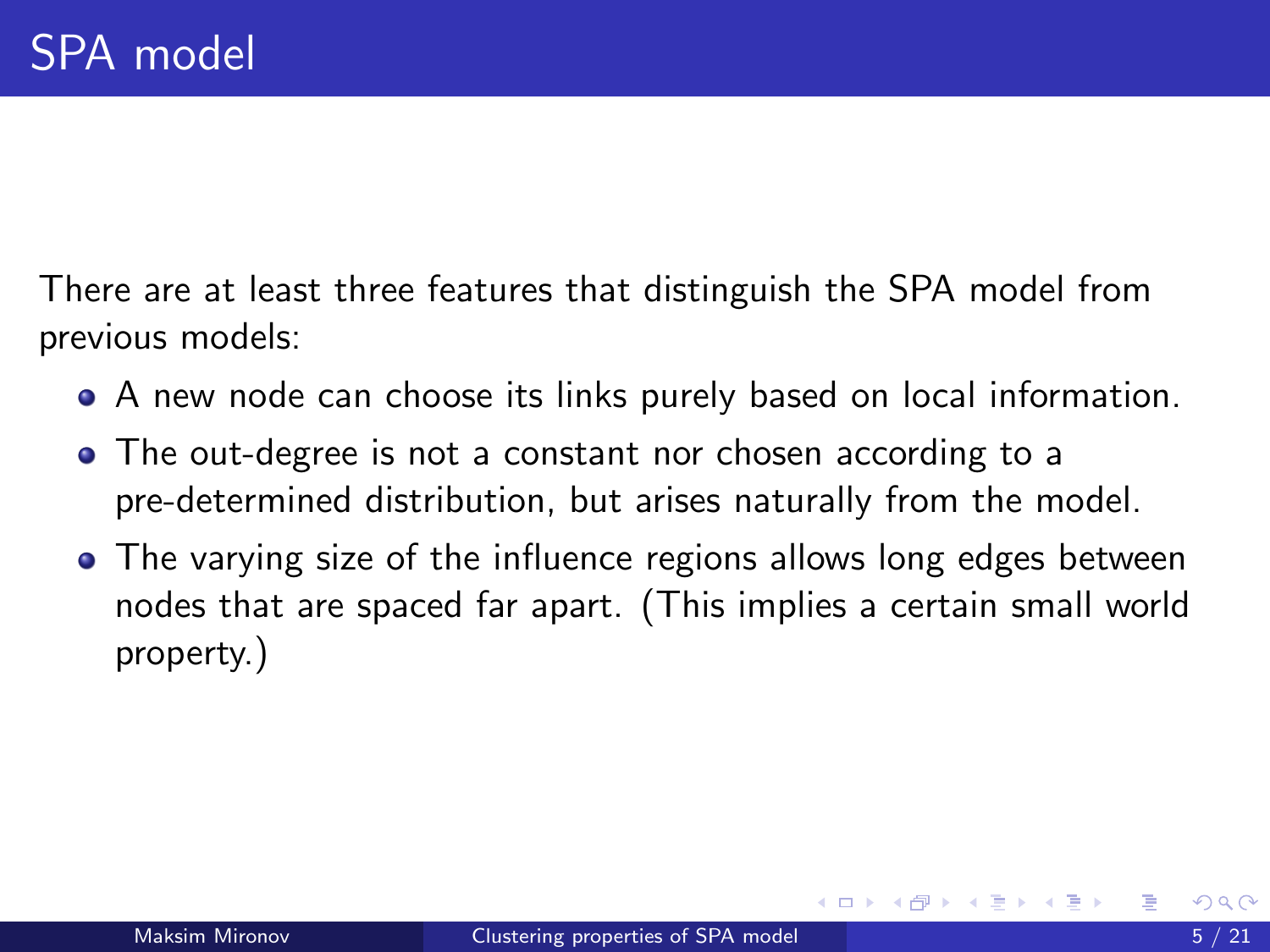# SPA model

There are at least three features that distinguish the SPA model from previous models:

- A new node can choose its links purely based on local information.
- The out-degree is not a constant nor chosen according to a pre-determined distribution, but arises naturally from the model.
- The varying size of the influence regions allows long edges between nodes that are spaced far apart. (This implies a certain small world property.)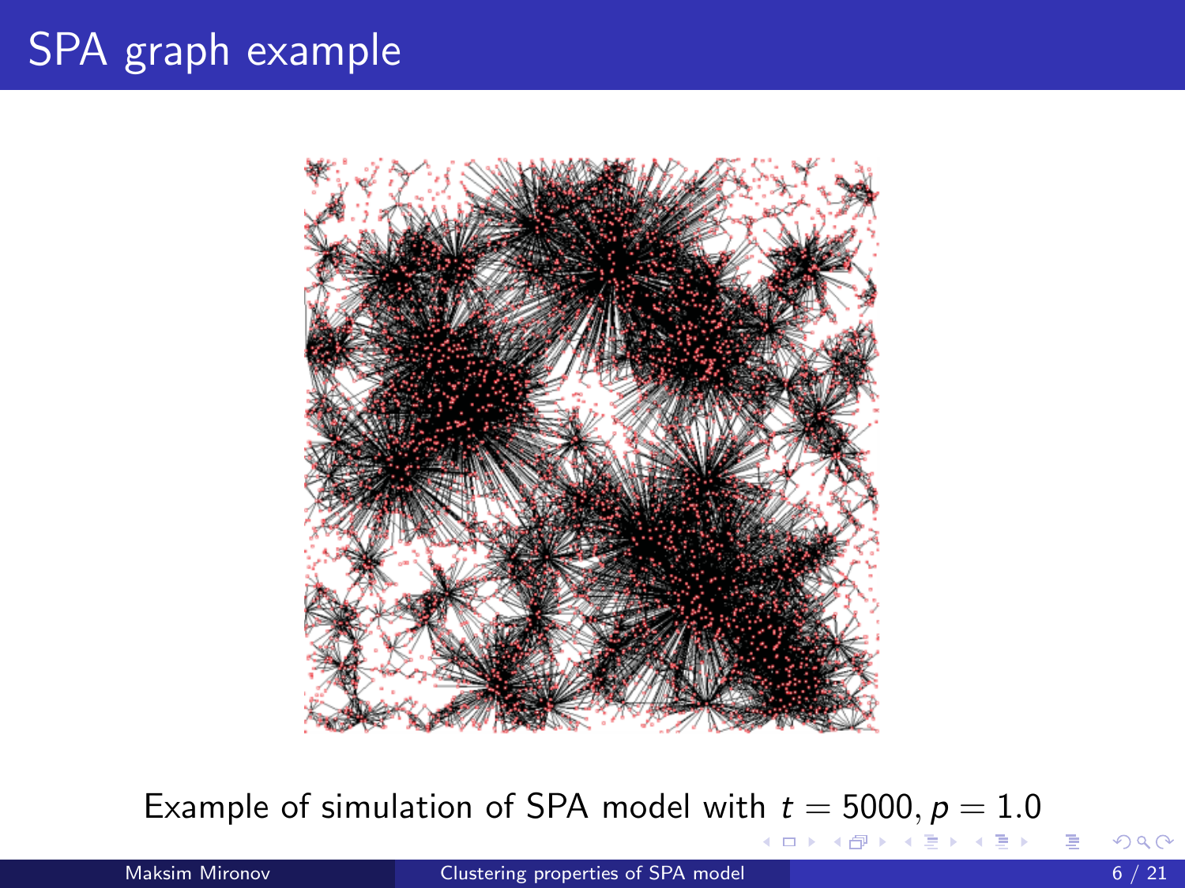# SPA graph example

Example of simulation of SPA model with $t = 5000, p = 1.0$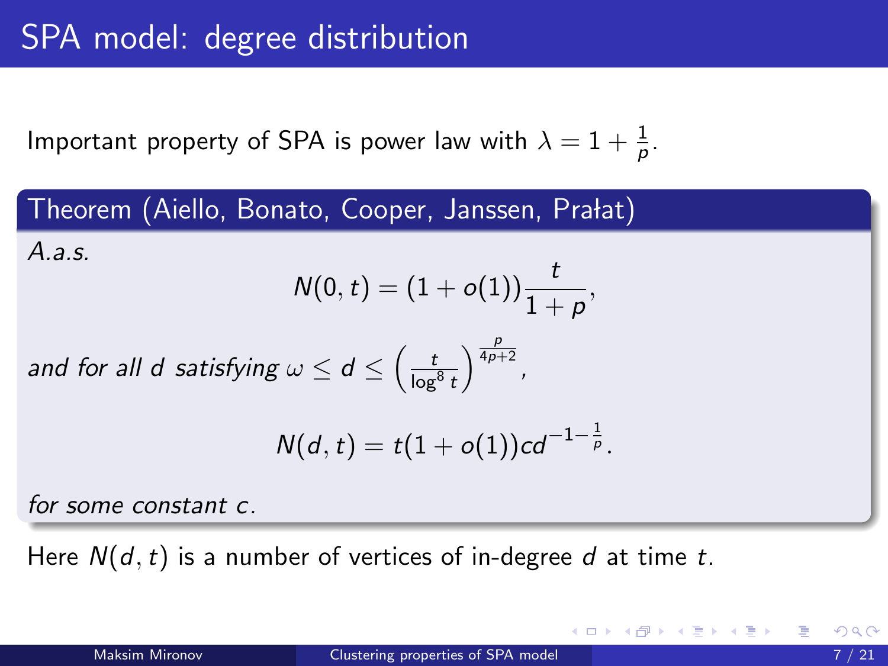# SPA model: degree distribution

Important property of SPA is power law with $\lambda = 1 + \frac{1}{p}$.

**Theorem (Aiello, Bonato, Cooper, Janssen, Prałat)**

*A.a.s.*

$$N(0,t) = (1 + o(1))\frac{t}{1+p},$$

*and for all $d$ satisfying $\omega \leq d \leq \left(\frac{t}{\log^8 t}\right)^{\frac{p}{4p+2}}$,*

$$N(d,t) = t(1 + o(1))cd^{-1-\frac{1}{p}}.$$

*for some constant $c$.*

Here $N(d,t)$ is a number of vertices of in-degree $d$ at time $t$.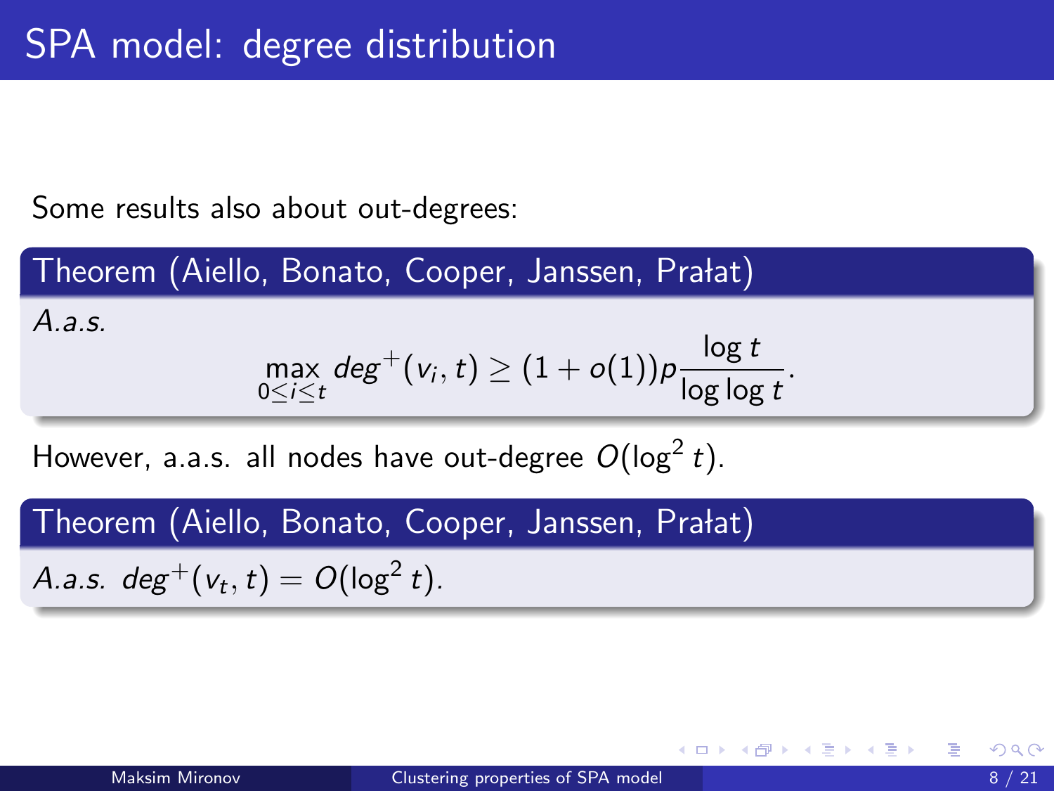# SPA model: degree distribution

Some results also about out-degrees:

**Theorem (Aiello, Bonato, Cooper, Janssen, Prałat)**

*A.a.s.*

$$\max_{0 \le i \le t} deg^{+}(v_i, t) \ge (1 + o(1)) p \frac{\log t}{\log \log t}.$$

However, a.a.s. all nodes have out-degree $O(\log^2 t)$.

**Theorem (Aiello, Bonato, Cooper, Janssen, Prałat)**

*A.a.s.* $deg^{+}(v_t, t) = O(\log^2 t)$.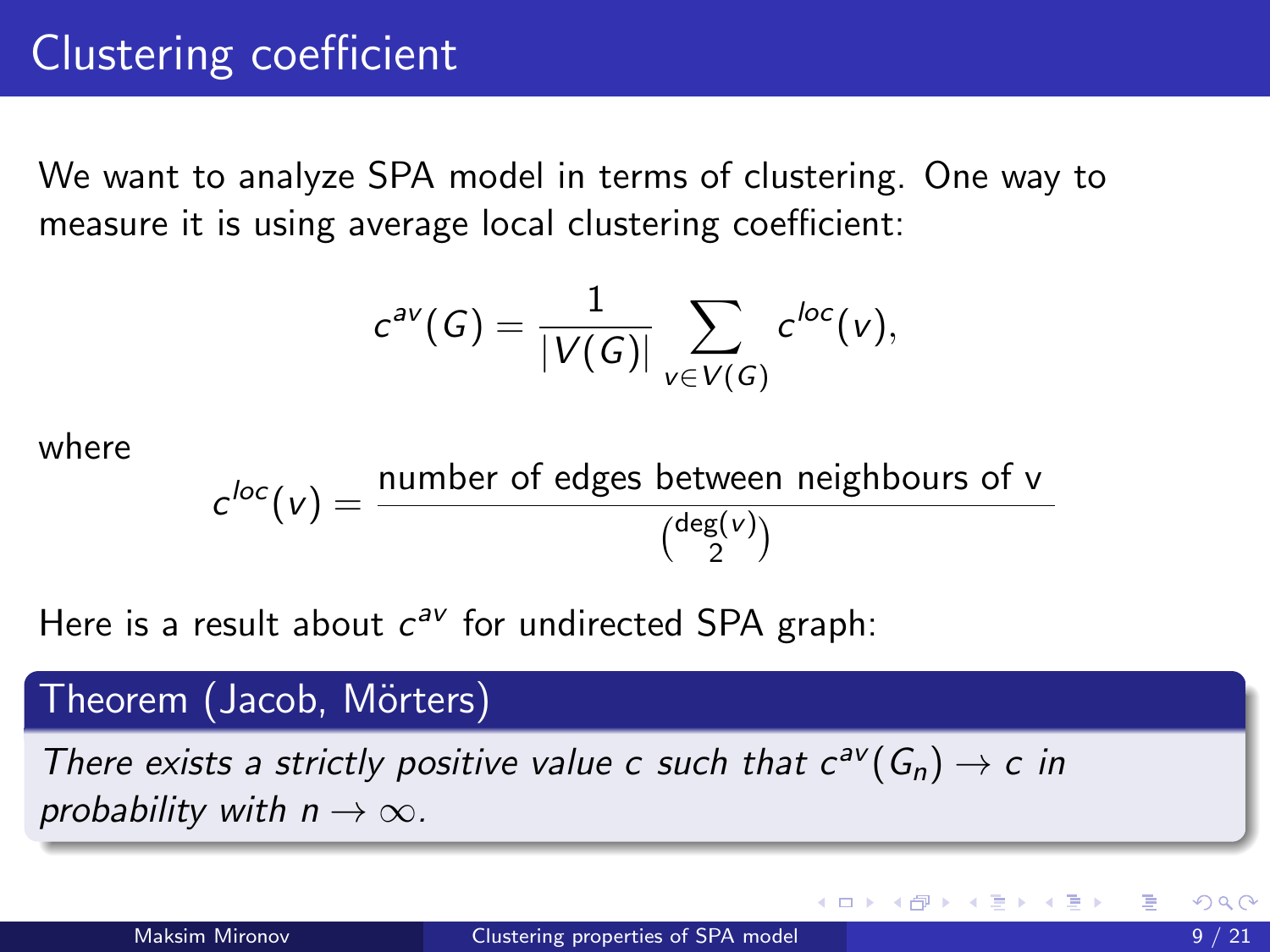# Clustering coefficient

We want to analyze SPA model in terms of clustering. One way to measure it is using average local clustering coefficient:

$$c^{av}(G) = \frac{1}{|V(G)|} \sum_{v \in V(G)} c^{loc}(v),$$

where

$$c^{loc}(v) = \frac{\text{number of edges between neighbours of v}}{\binom{\deg(v)}{2}}$$

Here is a result about $c^{av}$ for undirected SPA graph:

**Theorem (Jacob, Mörters)**

*There exists a strictly positive value $c$ such that $c^{av}(G_n) \to c$ in probability with $n \to \infty$.*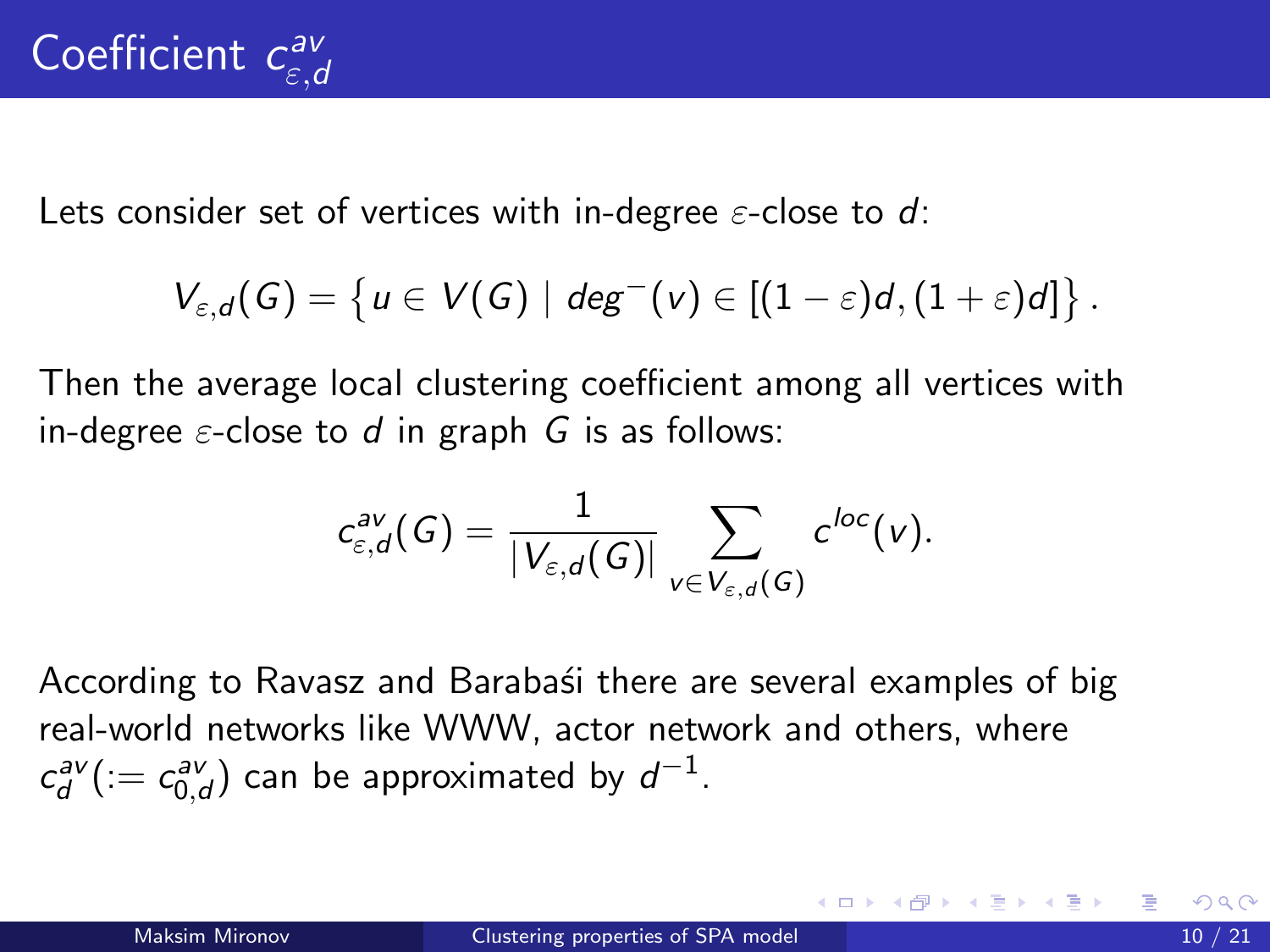# Coefficient $c^{av}_{\varepsilon,d}$

Lets consider set of vertices with in-degree $\varepsilon$-close to $d$:

$$V_{\varepsilon,d}(G) = \left\{ u \in V(G) \mid deg^{-}(v) \in [(1-\varepsilon)d, (1+\varepsilon)d] \right\}.$$

Then the average local clustering coefficient among all vertices with in-degree $\varepsilon$-close to $d$ in graph $G$ is as follows:

$$c^{av}_{\varepsilon,d}(G) = \frac{1}{|V_{\varepsilon,d}(G)|} \sum_{v \in V_{\varepsilon,d}(G)} c^{loc}(v).$$

According to Ravasz and Barabaśi there are several examples of big real-world networks like WWW, actor network and others, where $c^{av}_{d} (:= c^{av}_{0,d})$ can be approximated by $d^{-1}$.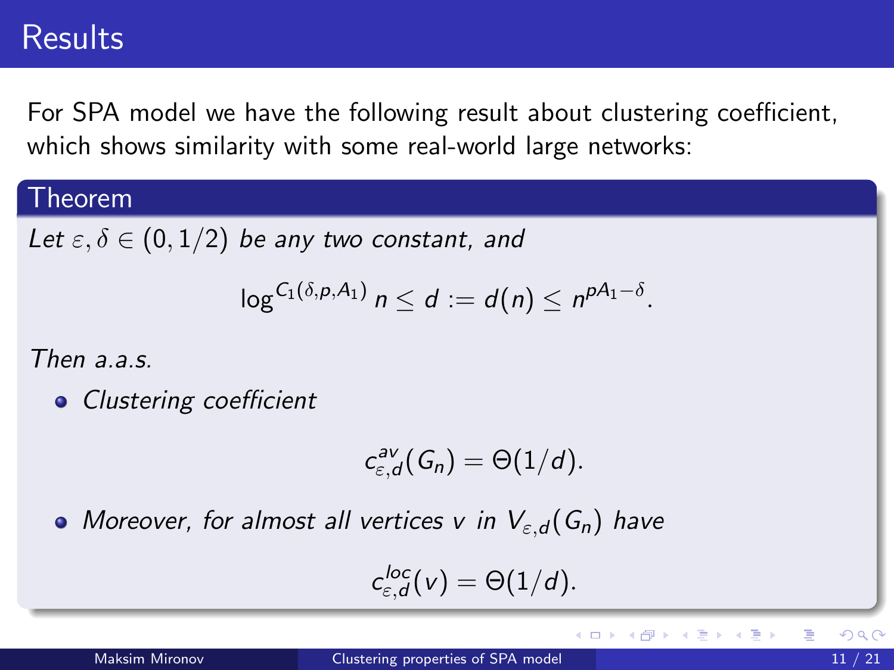# Results

For SPA model we have the following result about clustering coefficient, which shows similarity with some real-world large networks:

**Theorem**

*Let $\varepsilon, \delta \in (0, 1/2)$ be any two constant, and*

$$\log^{C_1(\delta,p,A_1)} n \leq d := d(n) \leq n^{pA_1-\delta}.$$

*Then a.a.s.*

- *Clustering coefficient*

$$c^{av}_{\varepsilon,d}(G_n) = \Theta(1/d).$$

- *Moreover, for almost all vertices $v$ in $V_{\varepsilon,d}(G_n)$ have*

$$c^{loc}_{\varepsilon,d}(v) = \Theta(1/d).$$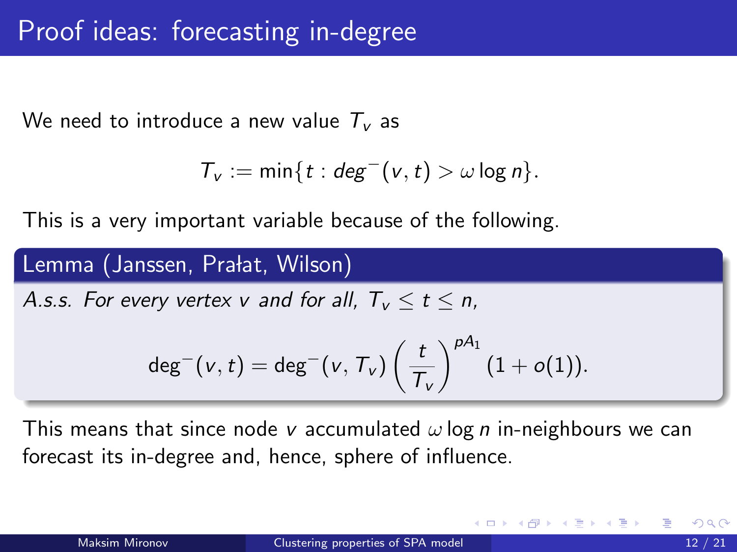# Proof ideas: forecasting in-degree

We need to introduce a new value $T_v$ as

$$T_v := \min\{t : deg^-(v,t) > \omega \log n\}.$$

This is a very important variable because of the following.

**Lemma (Janssen, Prałat, Wilson)**

*A.s.s. For every vertex $v$ and for all, $T_v \leq t \leq n$,*

$$\deg^-(v,t) = \deg^-(v,T_v)\left(\frac{t}{T_v}\right)^{pA_1}(1+o(1)).$$

This means that since node $v$ accumulated $\omega \log n$ in-neighbours we can forecast its in-degree and, hence, sphere of influence.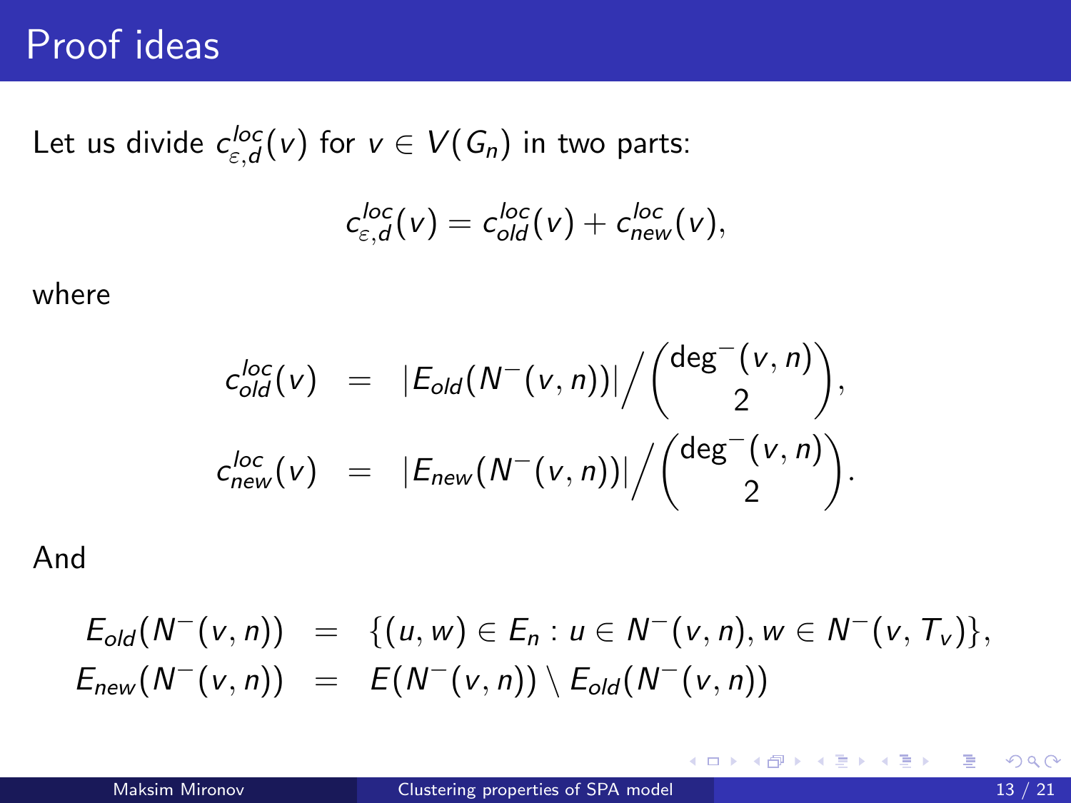# Proof ideas

Let us divide $c^{loc}_{\varepsilon,d}(v)$ for $v \in V(G_n)$ in two parts:

$$c^{loc}_{\varepsilon,d}(v) = c^{loc}_{old}(v) + c^{loc}_{new}(v),$$

where

$$\begin{aligned}
c^{loc}_{old}(v) &= |E_{old}(N^-(v,n))| \Big/ \binom{\deg^-(v,n)}{2}, \\
c^{loc}_{new}(v) &= |E_{new}(N^-(v,n))| \Big/ \binom{\deg^-(v,n)}{2}.
\end{aligned}$$

And

$$\begin{aligned}
E_{old}(N^-(v,n)) &= \{(u,w) \in E_n : u \in N^-(v,n), w \in N^-(v,T_v)\}, \\
E_{new}(N^-(v,n)) &= E(N^-(v,n)) \setminus E_{old}(N^-(v,n))
\end{aligned}$$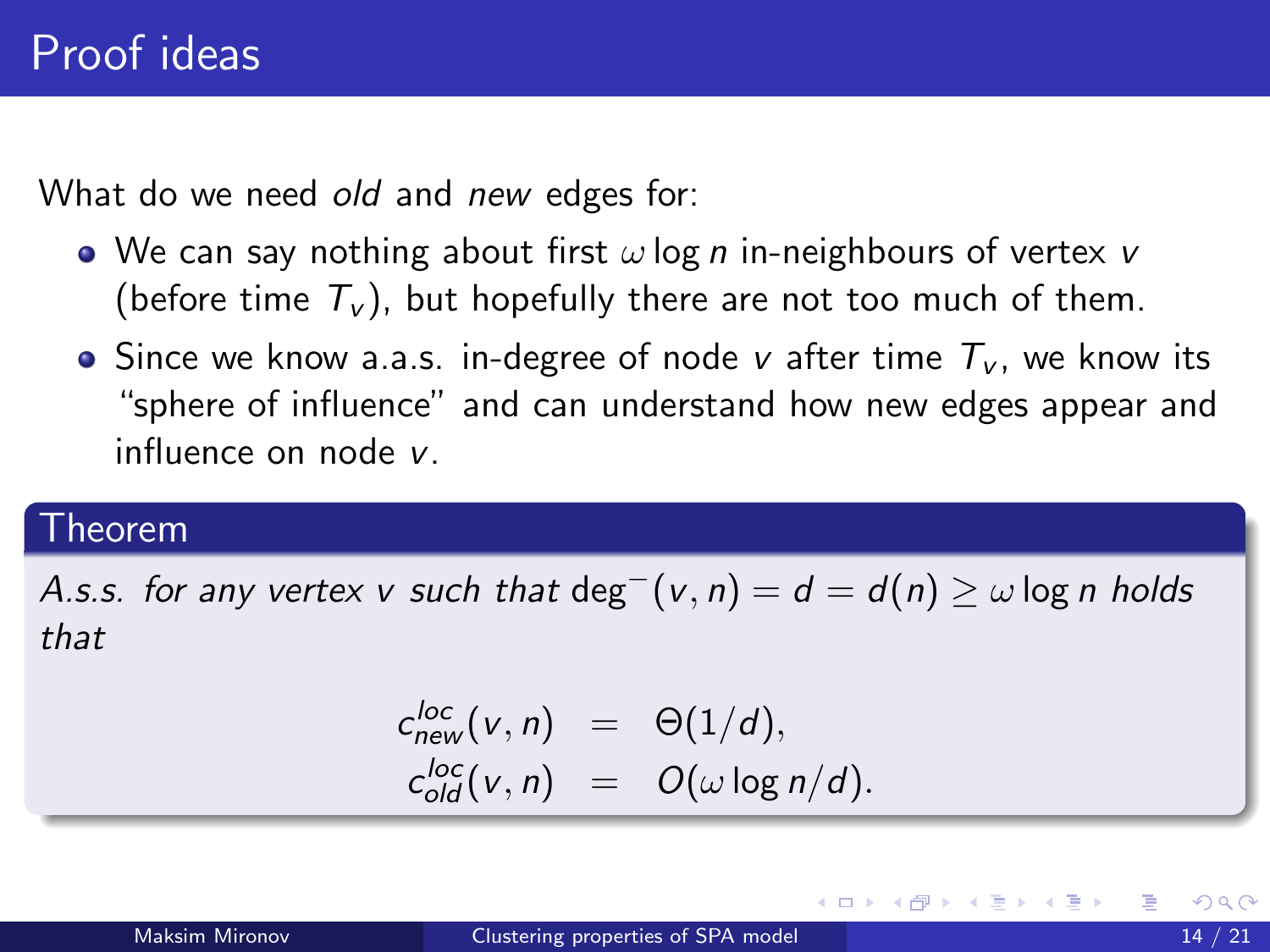# Proof ideas

What do we need *old* and *new* edges for:

- We can say nothing about first $\omega \log n$ in-neighbours of vertex $v$ (before time $T_v$), but hopefully there are not too much of them.
- Since we know a.a.s. in-degree of node $v$ after time $T_v$, we know its "sphere of influence" and can understand how new edges appear and influence on node $v$.

**Theorem**

*A.s.s. for any vertex $v$ such that $\deg^-(v, n) = d = d(n) \geq \omega \log n$ holds that*

$$
\begin{aligned}
c_{new}^{loc}(v, n) &= \Theta(1/d), \\
c_{old}^{loc}(v, n) &= O(\omega \log n / d).
\end{aligned}
$$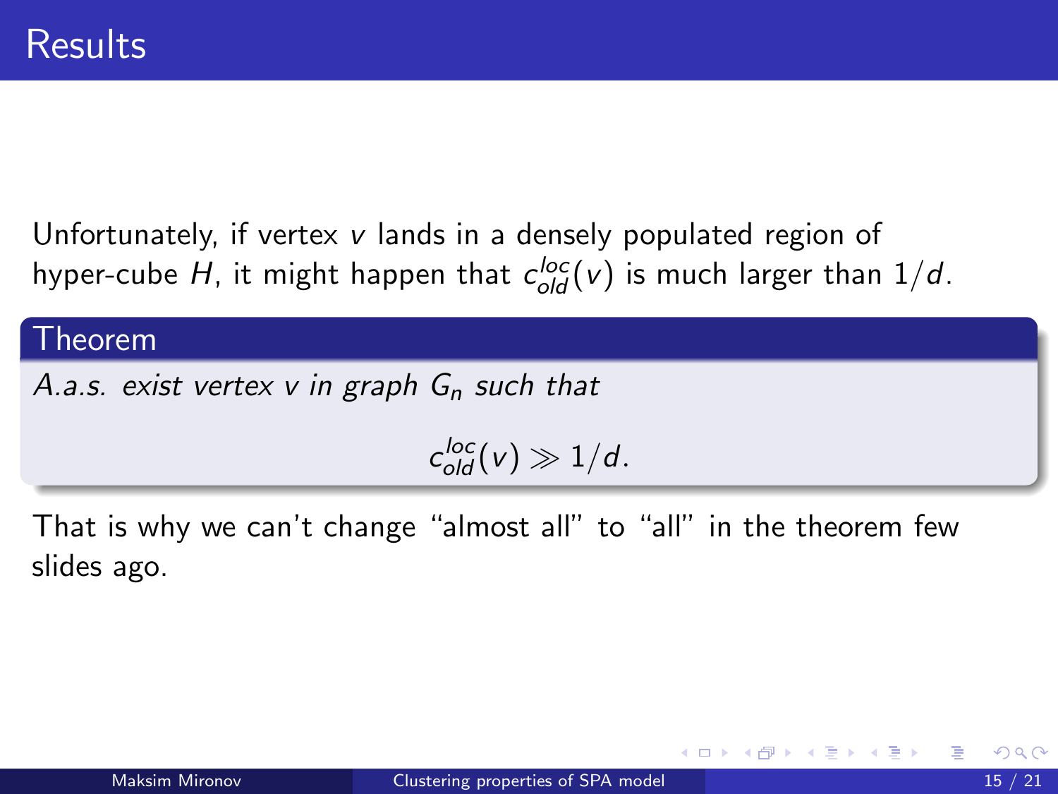# Results

Unfortunately, if vertex $v$ lands in a densely populated region of hyper-cube $H$, it might happen that $c_{old}^{loc}(v)$ is much larger than $1/d$.

**Theorem**

*A.a.s. exist vertex $v$ in graph $G_n$ such that*

$$c_{old}^{loc}(v) \gg 1/d.$$

That is why we can't change "almost all" to "all" in the theorem few slides ago.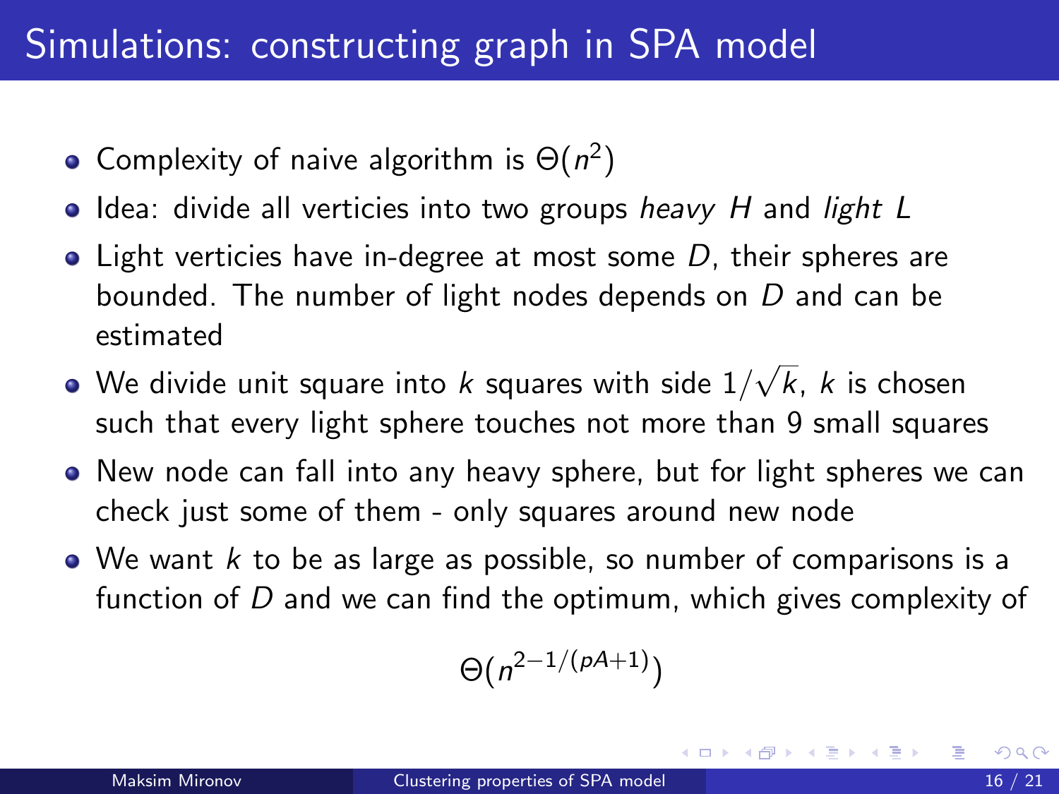# Simulations: constructing graph in SPA model

- Complexity of naive algorithm is $\Theta(n^2)$
- Idea: divide all verticies into two groups *heavy* $H$ and *light* $L$
- Light verticies have in-degree at most some $D$, their spheres are bounded. The number of light nodes depends on $D$ and can be estimated
- We divide unit square into $k$ squares with side $1/\sqrt{k}$, $k$ is chosen such that every light sphere touches not more than 9 small squares
- New node can fall into any heavy sphere, but for light spheres we can check just some of them - only squares around new node
- We want $k$ to be as large as possible, so number of comparisons is a function of $D$ and we can find the optimum, which gives complexity of

$$\Theta(n^{2-1/(pA+1)})$$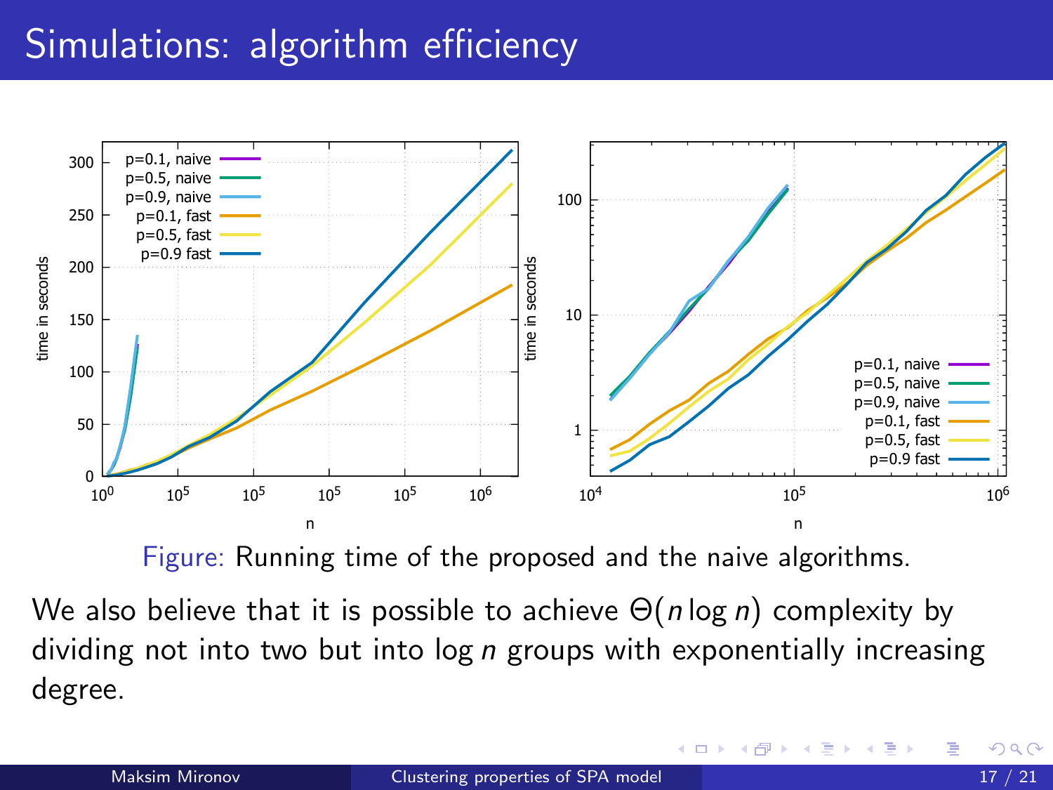# Simulations: algorithm efficiency

Figure: Running time of the proposed and the naive algorithms.

We also believe that it is possible to achieve $\Theta(n \log n)$ complexity by dividing not into two but into $\log n$ groups with exponentially increasing degree.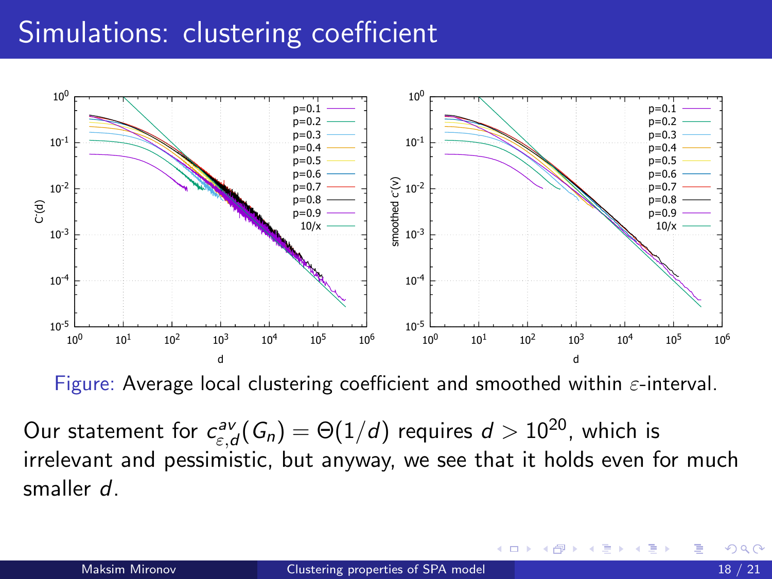# Simulations: clustering coefficient

Figure: Average local clustering coefficient and smoothed within $\varepsilon$-interval.

Our statement for $c^{av}_{\varepsilon,d}(G_n) = \Theta(1/d)$ requires $d > 10^{20}$, which is irrelevant and pessimistic, but anyway, we see that it holds even for much smaller $d$.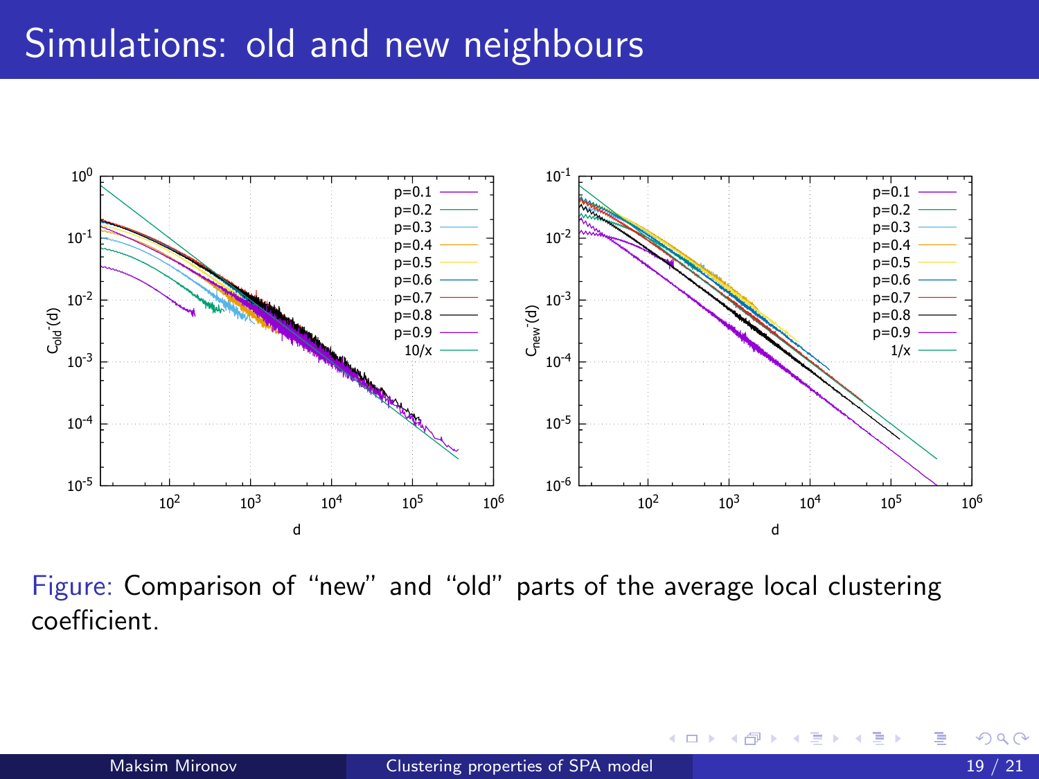# Simulations: old and new neighbours

Figure: Comparison of “new” and “old” parts of the average local clustering coefficient.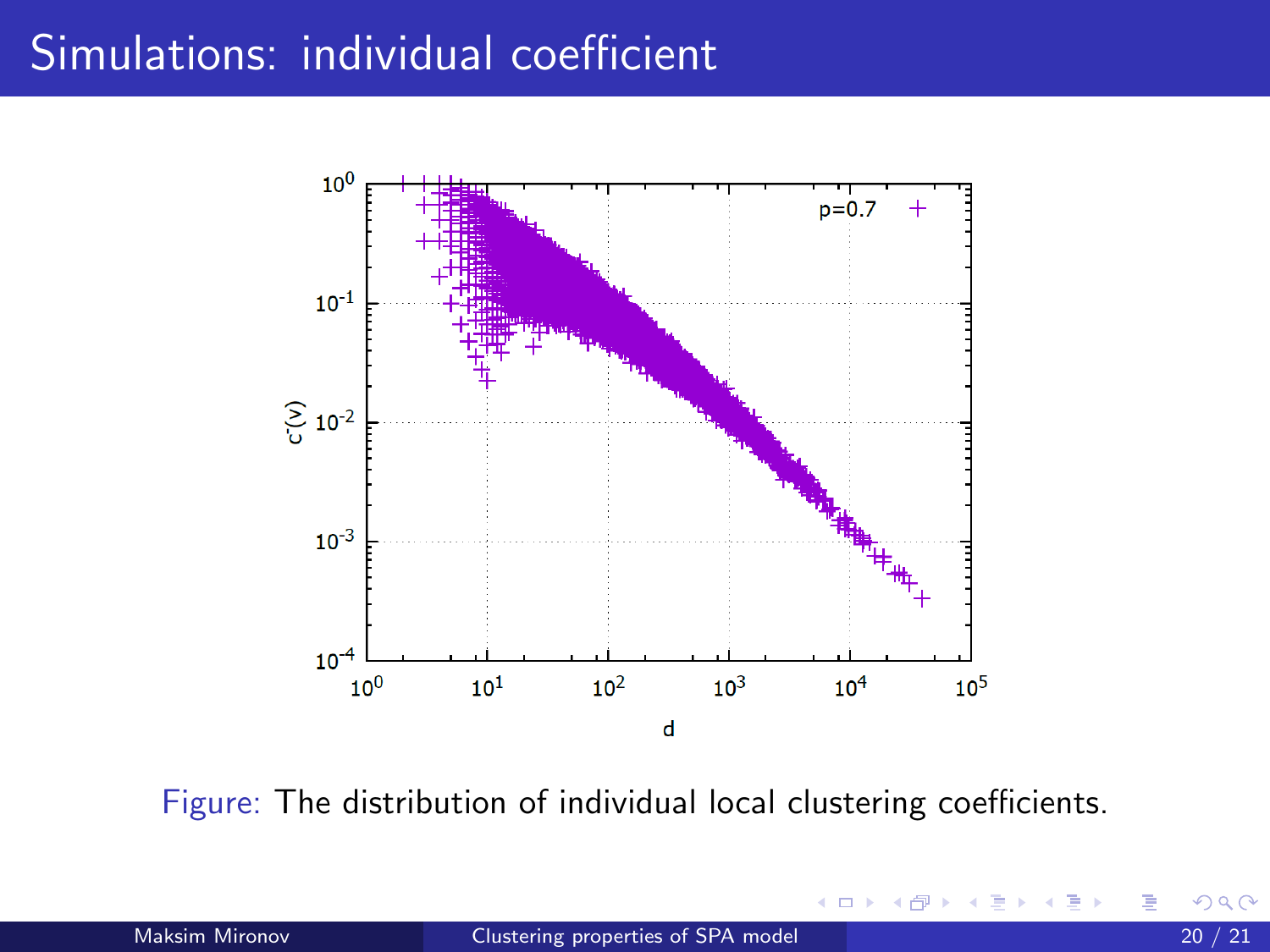# Simulations: individual coefficient

Figure: The distribution of individual local clustering coefficients.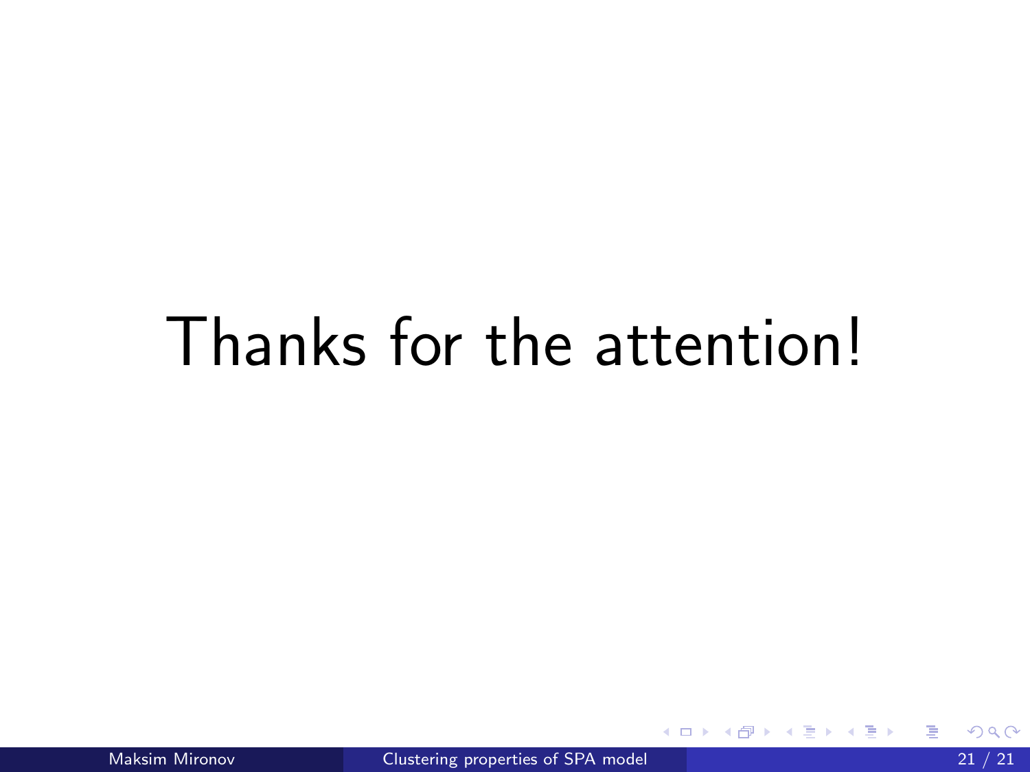Thanks for the attention!